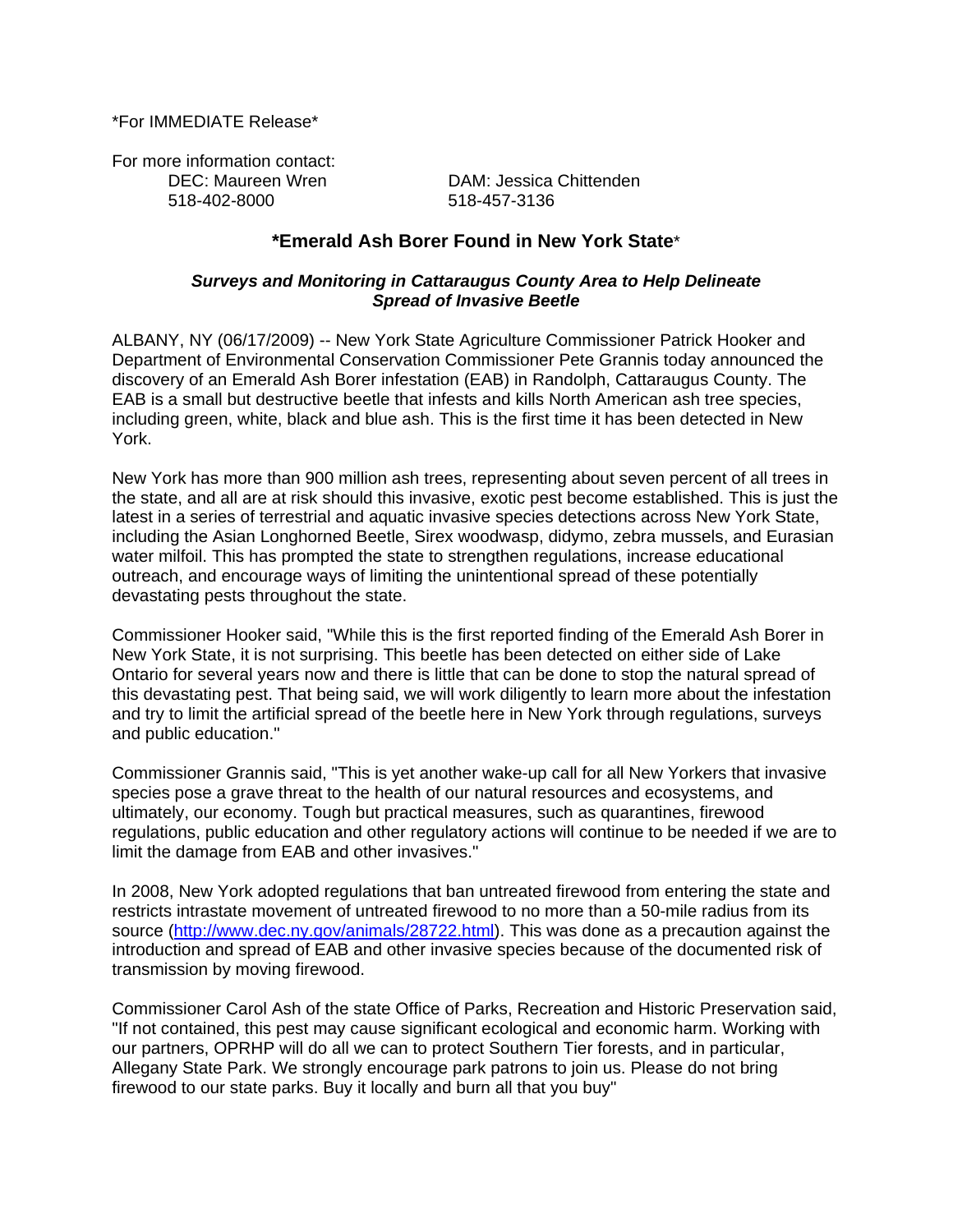*For IMMEDIATE Release*

For more information contact:

DEC: Maureen Wren
518-402-8000

DAM: Jessica Chittenden
518-457-3136

# *Emerald Ash Borer Found in New York State*

### *Surveys and Monitoring in Cattaraugus County Area to Help Delineate Spread of Invasive Beetle*

ALBANY, NY (06/17/2009) -- New York State Agriculture Commissioner Patrick Hooker and Department of Environmental Conservation Commissioner Pete Grannis today announced the discovery of an Emerald Ash Borer infestation (EAB) in Randolph, Cattaraugus County. The EAB is a small but destructive beetle that infests and kills North American ash tree species, including green, white, black and blue ash. This is the first time it has been detected in New York.

New York has more than 900 million ash trees, representing about seven percent of all trees in the state, and all are at risk should this invasive, exotic pest become established. This is just the latest in a series of terrestrial and aquatic invasive species detections across New York State, including the Asian Longhorned Beetle, Sirex woodwasp, didymo, zebra mussels, and Eurasian water milfoil. This has prompted the state to strengthen regulations, increase educational outreach, and encourage ways of limiting the unintentional spread of these potentially devastating pests throughout the state.

Commissioner Hooker said, "While this is the first reported finding of the Emerald Ash Borer in New York State, it is not surprising. This beetle has been detected on either side of Lake Ontario for several years now and there is little that can be done to stop the natural spread of this devastating pest. That being said, we will work diligently to learn more about the infestation and try to limit the artificial spread of the beetle here in New York through regulations, surveys and public education."

Commissioner Grannis said, "This is yet another wake-up call for all New Yorkers that invasive species pose a grave threat to the health of our natural resources and ecosystems, and ultimately, our economy. Tough but practical measures, such as quarantines, firewood regulations, public education and other regulatory actions will continue to be needed if we are to limit the damage from EAB and other invasives."

In 2008, New York adopted regulations that ban untreated firewood from entering the state and restricts intrastate movement of untreated firewood to no more than a 50-mile radius from its source (http://www.dec.ny.gov/animals/28722.html). This was done as a precaution against the introduction and spread of EAB and other invasive species because of the documented risk of transmission by moving firewood.

Commissioner Carol Ash of the state Office of Parks, Recreation and Historic Preservation said, "If not contained, this pest may cause significant ecological and economic harm. Working with our partners, OPRHP will do all we can to protect Southern Tier forests, and in particular, Allegany State Park. We strongly encourage park patrons to join us. Please do not bring firewood to our state parks. Buy it locally and burn all that you buy"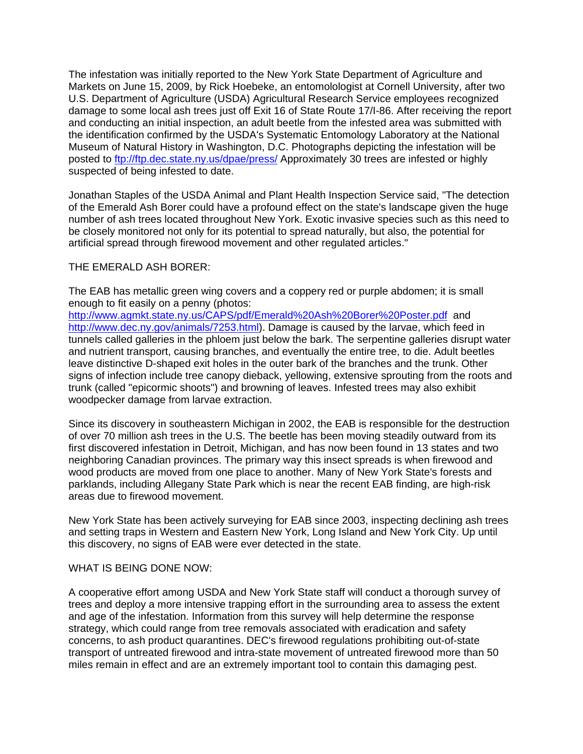The infestation was initially reported to the New York State Department of Agriculture and Markets on June 15, 2009, by Rick Hoebeke, an entomolologist at Cornell University, after two U.S. Department of Agriculture (USDA) Agricultural Research Service employees recognized damage to some local ash trees just off Exit 16 of State Route 17/I-86. After receiving the report and conducting an initial inspection, an adult beetle from the infested area was submitted with the identification confirmed by the USDA's Systematic Entomology Laboratory at the National Museum of Natural History in Washington, D.C. Photographs depicting the infestation will be posted to [ftp://ftp.dec.state.ny.us/dpae/press/](ftp://ftp.dec.state.ny.us/dpae/press/) Approximately 30 trees are infested or highly suspected of being infested to date.

Jonathan Staples of the USDA Animal and Plant Health Inspection Service said, "The detection of the Emerald Ash Borer could have a profound effect on the state's landscape given the huge number of ash trees located throughout New York. Exotic invasive species such as this need to be closely monitored not only for its potential to spread naturally, but also, the potential for artificial spread through firewood movement and other regulated articles."

THE EMERALD ASH BORER:

The EAB has metallic green wing covers and a coppery red or purple abdomen; it is small enough to fit easily on a penny (photos: [http://www.agmkt.state.ny.us/CAPS/pdf/Emerald%20Ash%20Borer%20Poster.pdf](http://www.agmkt.state.ny.us/CAPS/pdf/Emerald%20Ash%20Borer%20Poster.pdf) and [http://www.dec.ny.gov/animals/7253.html](http://www.dec.ny.gov/animals/7253.html)). Damage is caused by the larvae, which feed in tunnels called galleries in the phloem just below the bark. The serpentine galleries disrupt water and nutrient transport, causing branches, and eventually the entire tree, to die. Adult beetles leave distinctive D-shaped exit holes in the outer bark of the branches and the trunk. Other signs of infection include tree canopy dieback, yellowing, extensive sprouting from the roots and trunk (called "epicormic shoots") and browning of leaves. Infested trees may also exhibit woodpecker damage from larvae extraction.

Since its discovery in southeastern Michigan in 2002, the EAB is responsible for the destruction of over 70 million ash trees in the U.S. The beetle has been moving steadily outward from its first discovered infestation in Detroit, Michigan, and has now been found in 13 states and two neighboring Canadian provinces. The primary way this insect spreads is when firewood and wood products are moved from one place to another. Many of New York State's forests and parklands, including Allegany State Park which is near the recent EAB finding, are high-risk areas due to firewood movement.

New York State has been actively surveying for EAB since 2003, inspecting declining ash trees and setting traps in Western and Eastern New York, Long Island and New York City. Up until this discovery, no signs of EAB were ever detected in the state.

WHAT IS BEING DONE NOW:

A cooperative effort among USDA and New York State staff will conduct a thorough survey of trees and deploy a more intensive trapping effort in the surrounding area to assess the extent and age of the infestation. Information from this survey will help determine the response strategy, which could range from tree removals associated with eradication and safety concerns, to ash product quarantines. DEC's firewood regulations prohibiting out-of-state transport of untreated firewood and intra-state movement of untreated firewood more than 50 miles remain in effect and are an extremely important tool to contain this damaging pest.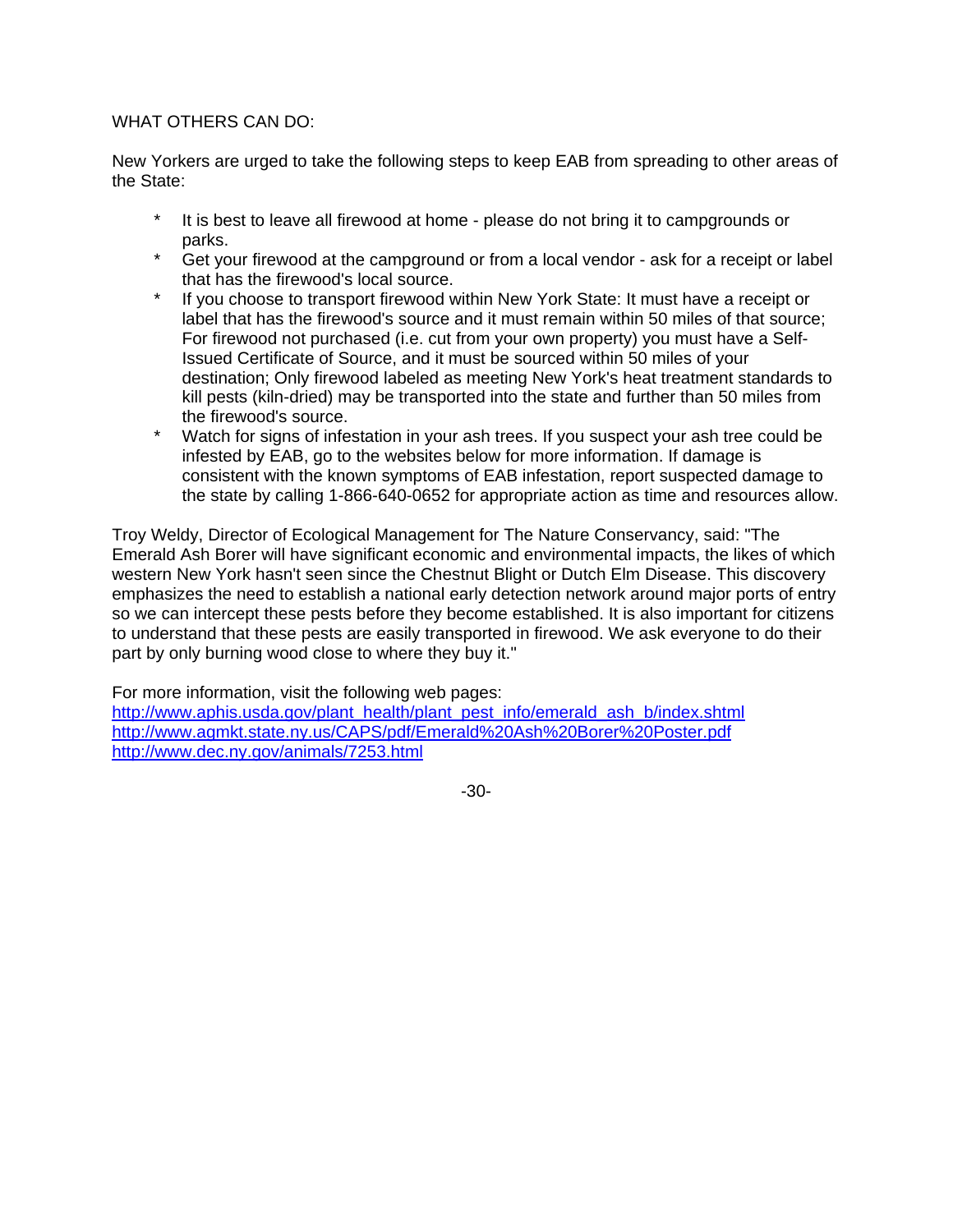WHAT OTHERS CAN DO:

New Yorkers are urged to take the following steps to keep EAB from spreading to other areas of the State:

* It is best to leave all firewood at home - please do not bring it to campgrounds or parks.
* Get your firewood at the campground or from a local vendor - ask for a receipt or label that has the firewood's local source.
* If you choose to transport firewood within New York State: It must have a receipt or label that has the firewood's source and it must remain within 50 miles of that source; For firewood not purchased (i.e. cut from your own property) you must have a Self-Issued Certificate of Source, and it must be sourced within 50 miles of your destination; Only firewood labeled as meeting New York's heat treatment standards to kill pests (kiln-dried) may be transported into the state and further than 50 miles from the firewood's source.
* Watch for signs of infestation in your ash trees. If you suspect your ash tree could be infested by EAB, go to the websites below for more information. If damage is consistent with the known symptoms of EAB infestation, report suspected damage to the state by calling 1-866-640-0652 for appropriate action as time and resources allow.

Troy Weldy, Director of Ecological Management for The Nature Conservancy, said: "The Emerald Ash Borer will have significant economic and environmental impacts, the likes of which western New York hasn't seen since the Chestnut Blight or Dutch Elm Disease. This discovery emphasizes the need to establish a national early detection network around major ports of entry so we can intercept these pests before they become established. It is also important for citizens to understand that these pests are easily transported in firewood. We ask everyone to do their part by only burning wood close to where they buy it."

For more information, visit the following web pages:
http://www.aphis.usda.gov/plant_health/plant_pest_info/emerald_ash_b/index.shtml
http://www.agmkt.state.ny.us/CAPS/pdf/Emerald%20Ash%20Borer%20Poster.pdf
http://www.dec.ny.gov/animals/7253.html

-30-